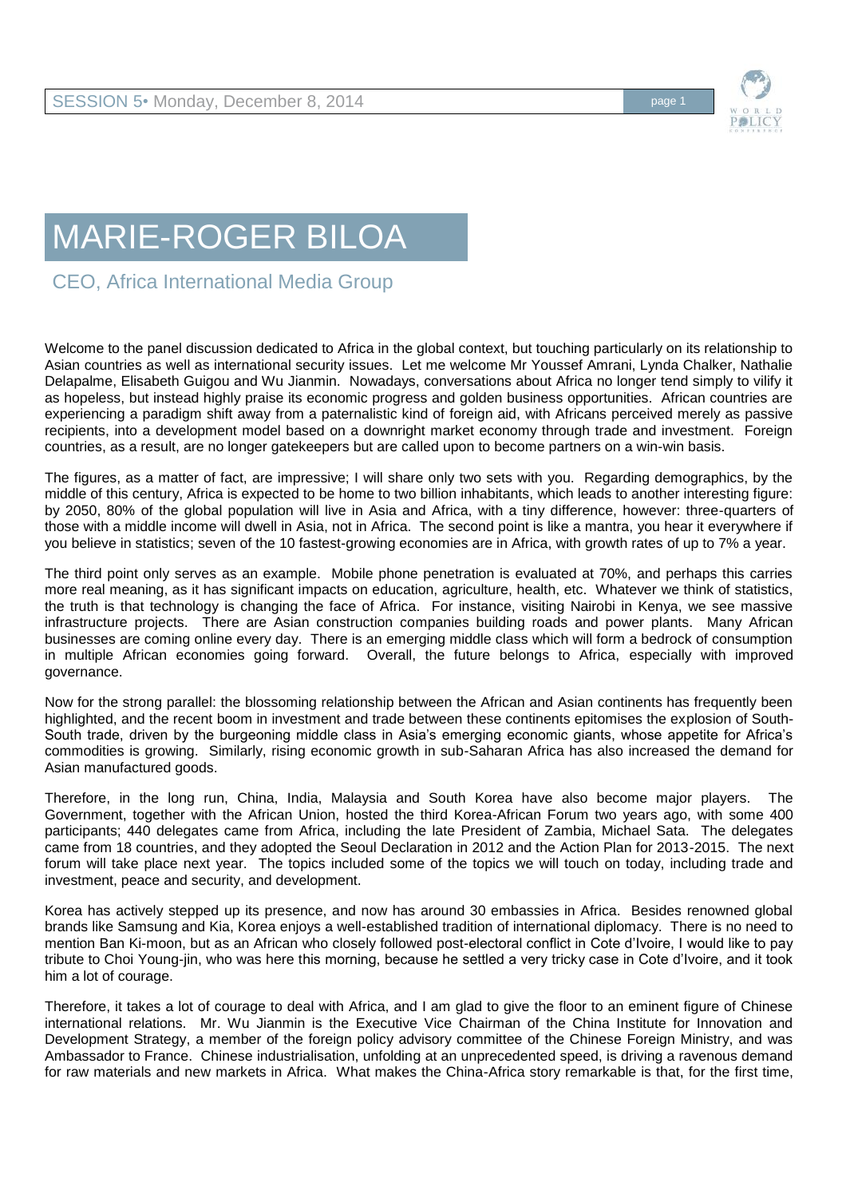# MARIE-ROGER BILOA

## CEO, Africa International Media Group

Welcome to the panel discussion dedicated to Africa in the global context, but touching particularly on its relationship to Asian countries as well as international security issues. Let me welcome Mr Youssef Amrani, Lynda Chalker, Nathalie Delapalme, Elisabeth Guigou and Wu Jianmin. Nowadays, conversations about Africa no longer tend simply to vilify it as hopeless, but instead highly praise its economic progress and golden business opportunities. African countries are experiencing a paradigm shift away from a paternalistic kind of foreign aid, with Africans perceived merely as passive recipients, into a development model based on a downright market economy through trade and investment. Foreign countries, as a result, are no longer gatekeepers but are called upon to become partners on a win-win basis.

The figures, as a matter of fact, are impressive; I will share only two sets with you. Regarding demographics, by the middle of this century, Africa is expected to be home to two billion inhabitants, which leads to another interesting figure: by 2050, 80% of the global population will live in Asia and Africa, with a tiny difference, however: three-quarters of those with a middle income will dwell in Asia, not in Africa. The second point is like a mantra, you hear it everywhere if you believe in statistics; seven of the 10 fastest-growing economies are in Africa, with growth rates of up to 7% a year.

The third point only serves as an example. Mobile phone penetration is evaluated at 70%, and perhaps this carries more real meaning, as it has significant impacts on education, agriculture, health, etc. Whatever we think of statistics, the truth is that technology is changing the face of Africa. For instance, visiting Nairobi in Kenya, we see massive infrastructure projects. There are Asian construction companies building roads and power plants. Many African businesses are coming online every day. There is an emerging middle class which will form a bedrock of consumption in multiple African economies going forward. Overall, the future belongs to Africa, especially with improved governance.

Now for the strong parallel: the blossoming relationship between the African and Asian continents has frequently been highlighted, and the recent boom in investment and trade between these continents epitomises the explosion of South-South trade, driven by the burgeoning middle class in Asia's emerging economic giants, whose appetite for Africa's commodities is growing. Similarly, rising economic growth in sub-Saharan Africa has also increased the demand for Asian manufactured goods.

Therefore, in the long run, China, India, Malaysia and South Korea have also become major players. The Government, together with the African Union, hosted the third Korea-African Forum two years ago, with some 400 participants; 440 delegates came from Africa, including the late President of Zambia, Michael Sata. The delegates came from 18 countries, and they adopted the Seoul Declaration in 2012 and the Action Plan for 2013-2015. The next forum will take place next year. The topics included some of the topics we will touch on today, including trade and investment, peace and security, and development.

Korea has actively stepped up its presence, and now has around 30 embassies in Africa. Besides renowned global brands like Samsung and Kia, Korea enjoys a well-established tradition of international diplomacy. There is no need to mention Ban Ki-moon, but as an African who closely followed post-electoral conflict in Cote d'Ivoire, I would like to pay tribute to Choi Young-jin, who was here this morning, because he settled a very tricky case in Cote d'Ivoire, and it took him a lot of courage.

Therefore, it takes a lot of courage to deal with Africa, and I am glad to give the floor to an eminent figure of Chinese international relations. Mr. Wu Jianmin is the Executive Vice Chairman of the China Institute for Innovation and Development Strategy, a member of the foreign policy advisory committee of the Chinese Foreign Ministry, and was Ambassador to France. Chinese industrialisation, unfolding at an unprecedented speed, is driving a ravenous demand for raw materials and new markets in Africa. What makes the China-Africa story remarkable is that, for the first time,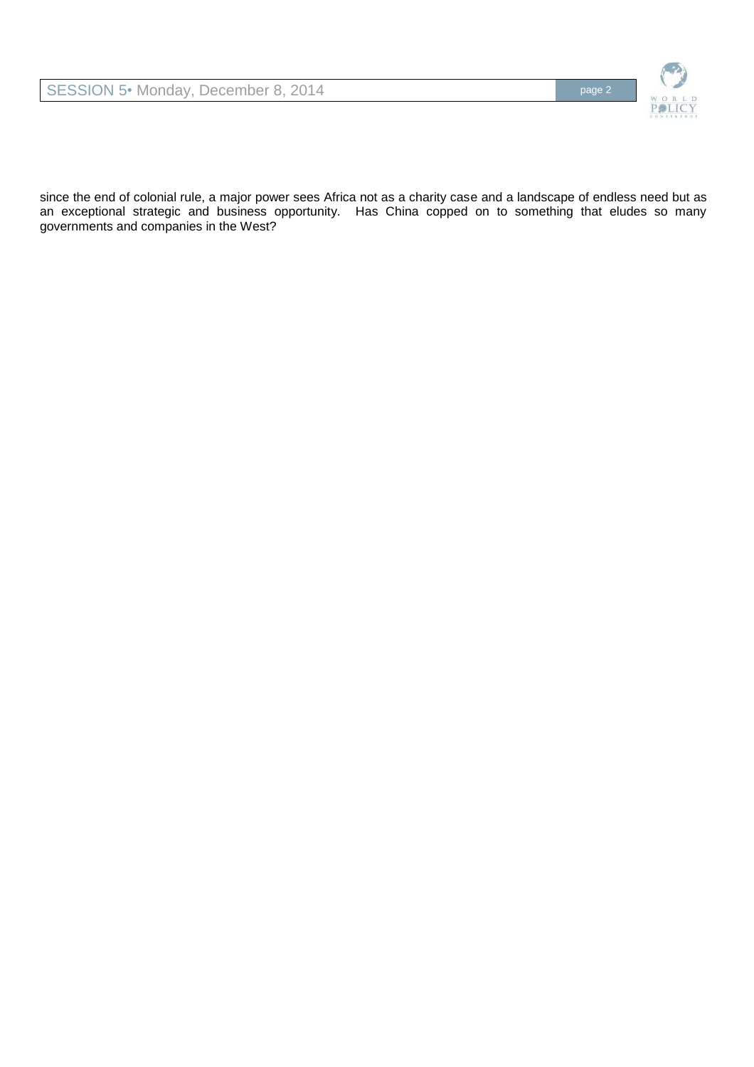since the end of colonial rule, a major power sees Africa not as a charity case and a landscape of endless need but as an exceptional strategic and business opportunity. Has China copped on to something that eludes so many governments and companies in the West?